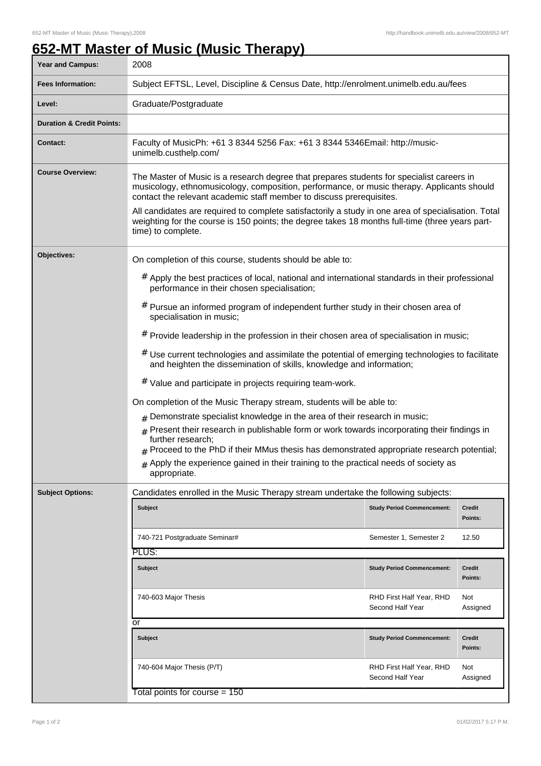# 652-MT Master of Music (Music Therapy)

| | |
|---|---|
| **Year and Campus:** | 2008 |
| **Fees Information:** | Subject EFTSL, Level, Discipline & Census Date, http://enrolment.unimelb.edu.au/fees |
| **Level:** | Graduate/Postgraduate |
| **Duration & Credit Points:** | |
| **Contact:** | Faculty of MusicPh: +61 3 8344 5256 Fax: +61 3 8344 5346Email: http://music-unimelb.custhelp.com/ |

**Course Overview:**

The Master of Music is a research degree that prepares students for specialist careers in musicology, ethnomusicology, composition, performance, or music therapy. Applicants should contact the relevant academic staff member to discuss prerequisites.

All candidates are required to complete satisfactorily a study in one area of specialisation. Total weighting for the course is 150 points; the degree takes 18 months full-time (three years part-time) to complete.

**Objectives:**

On completion of this course, students should be able to:

- Apply the best practices of local, national and international standards in their professional performance in their chosen specialisation;
- Pursue an informed program of independent further study in their chosen area of specialisation in music;
- Provide leadership in the profession in their chosen area of specialisation in music;
- Use current technologies and assimilate the potential of emerging technologies to facilitate and heighten the dissemination of skills, knowledge and information;
- Value and participate in projects requiring team-work.

On completion of the Music Therapy stream, students will be able to:

- Demonstrate specialist knowledge in the area of their research in music;
- Present their research in publishable form or work towards incorporating their findings in further research;
- Proceed to the PhD if their MMus thesis has demonstrated appropriate research potential;
- Apply the experience gained in their training to the practical needs of society as appropriate.

**Subject Options:**

Candidates enrolled in the Music Therapy stream undertake the following subjects:

| Subject | Study Period Commencement: | Credit Points: |
|---|---|---|
| 740-721 Postgraduate Seminar# | Semester 1, Semester 2 | 12.50 |

PLUS:

| Subject | Study Period Commencement: | Credit Points: |
|---|---|---|
| 740-603 Major Thesis | RHD First Half Year, RHD Second Half Year | Not Assigned |

or

| Subject | Study Period Commencement: | Credit Points: |
|---|---|---|
| 740-604 Major Thesis (P/T) | RHD First Half Year, RHD Second Half Year | Not Assigned |

Total points for course = 150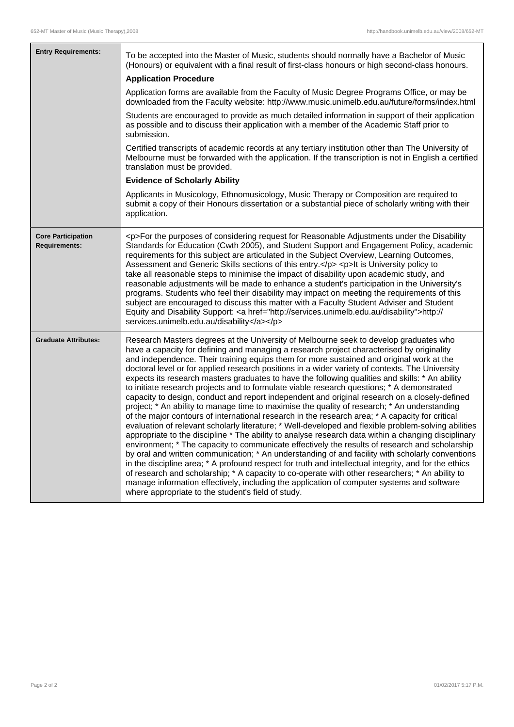| | |
|---|---|
| **Entry Requirements:** | To be accepted into the Master of Music, students should normally have a Bachelor of Music (Honours) or equivalent with a final result of first-class honours or high second-class honours.<br><br>**Application Procedure**<br><br>Application forms are available from the Faculty of Music Degree Programs Office, or may be downloaded from the Faculty website: http://www.music.unimelb.edu.au/future/forms/index.html<br><br>Students are encouraged to provide as much detailed information in support of their application as possible and to discuss their application with a member of the Academic Staff prior to submission.<br><br>Certified transcripts of academic records at any tertiary institution other than The University of Melbourne must be forwarded with the application. If the transcription is not in English a certified translation must be provided.<br><br>**Evidence of Scholarly Ability**<br><br>Applicants in Musicology, Ethnomusicology, Music Therapy or Composition are required to submit a copy of their Honours dissertation or a substantial piece of scholarly writing with their application. |
| **Core Participation Requirements:** | &lt;p&gt;For the purposes of considering request for Reasonable Adjustments under the Disability Standards for Education (Cwth 2005), and Student Support and Engagement Policy, academic requirements for this subject are articulated in the Subject Overview, Learning Outcomes, Assessment and Generic Skills sections of this entry.&lt;/p&gt; &lt;p&gt;It is University policy to take all reasonable steps to minimise the impact of disability upon academic study, and reasonable adjustments will be made to enhance a student's participation in the University's programs. Students who feel their disability may impact on meeting the requirements of this subject are encouraged to discuss this matter with a Faculty Student Adviser and Student Equity and Disability Support: &lt;a href="http://services.unimelb.edu.au/disability"&gt;http://services.unimelb.edu.au/disability&lt;/a&gt;&lt;/p&gt; |
| **Graduate Attributes:** | Research Masters degrees at the University of Melbourne seek to develop graduates who have a capacity for defining and managing a research project characterised by originality and independence. Their training equips them for more sustained and original work at the doctoral level or for applied research positions in a wider variety of contexts. The University expects its research masters graduates to have the following qualities and skills: * An ability to initiate research projects and to formulate viable research questions; * A demonstrated capacity to design, conduct and report independent and original research on a closely-defined project; * An ability to manage time to maximise the quality of research; * An understanding of the major contours of international research in the research area; * A capacity for critical evaluation of relevant scholarly literature; * Well-developed and flexible problem-solving abilities appropriate to the discipline * The ability to analyse research data within a changing disciplinary environment; * The capacity to communicate effectively the results of research and scholarship by oral and written communication; * An understanding of and facility with scholarly conventions in the discipline area; * A profound respect for truth and intellectual integrity, and for the ethics of research and scholarship; * A capacity to co-operate with other researchers; * An ability to manage information effectively, including the application of computer systems and software where appropriate to the student's field of study. |